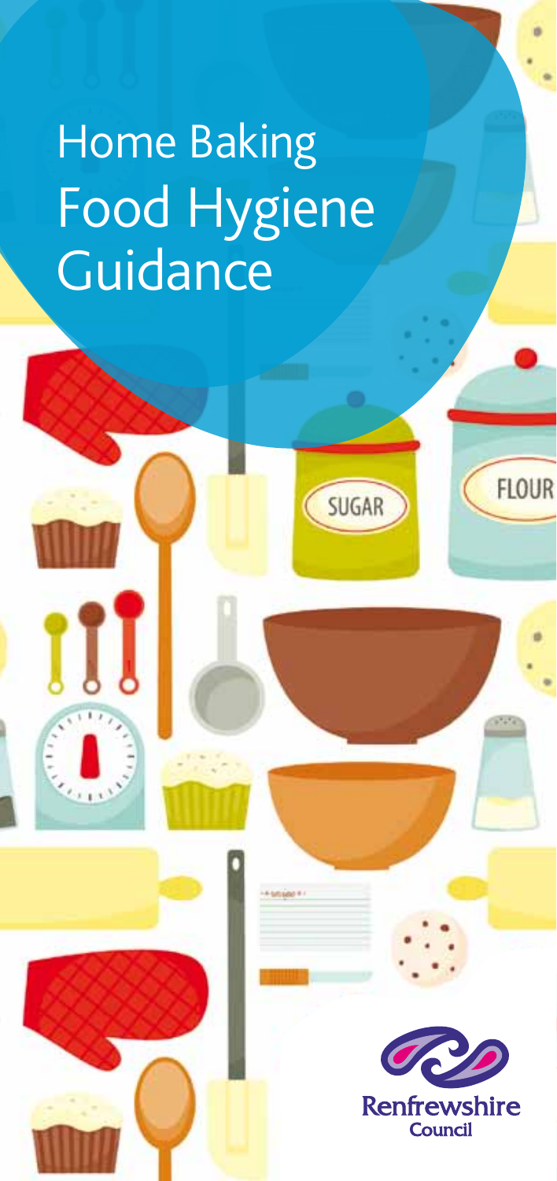# Home Baking Food Hygiene Guidance

SUGAR

FLOUR

Renfrewshire Council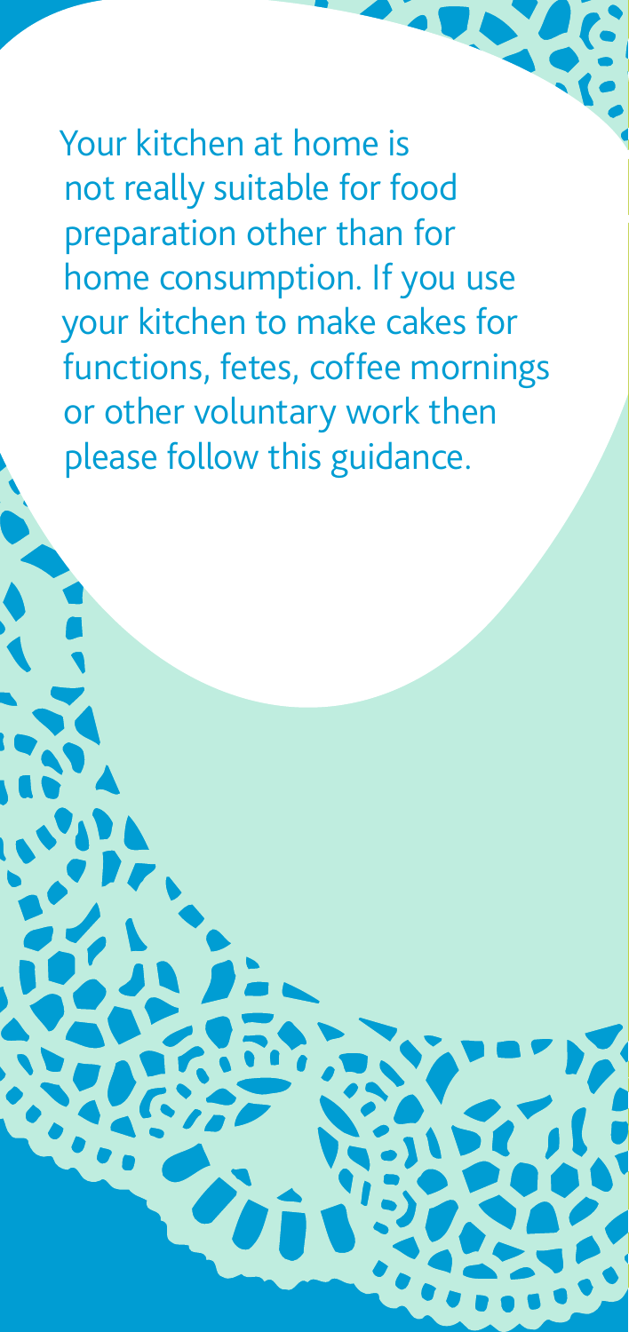Your kitchen at home is not really suitable for food preparation other than for home consumption. If you use your kitchen to make cakes for functions, fetes, coffee mornings or other voluntary work then please follow this guidance.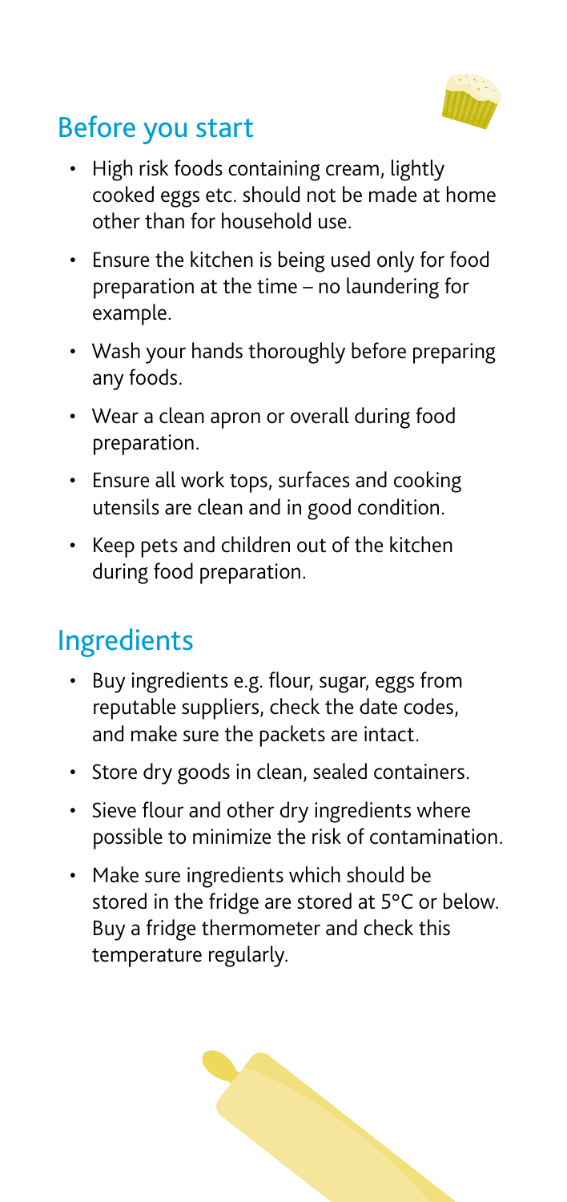## Before you start

- High risk foods containing cream, lightly cooked eggs etc. should not be made at home other than for household use.
- Ensure the kitchen is being used only for food preparation at the time – no laundering for example.
- Wash your hands thoroughly before preparing any foods.
- Wear a clean apron or overall during food preparation.
- Ensure all work tops, surfaces and cooking utensils are clean and in good condition.
- Keep pets and children out of the kitchen during food preparation.

## Ingredients

- Buy ingredients e.g. flour, sugar, eggs from reputable suppliers, check the date codes, and make sure the packets are intact.
- Store dry goods in clean, sealed containers.
- Sieve flour and other dry ingredients where possible to minimize the risk of contamination.
- Make sure ingredients which should be stored in the fridge are stored at 5°C or below. Buy a fridge thermometer and check this temperature regularly.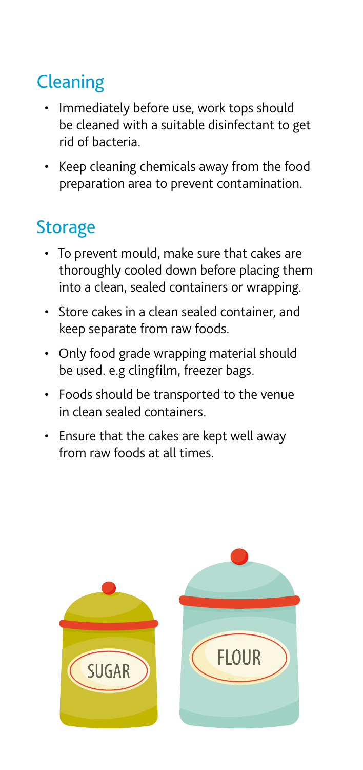## Cleaning

- Immediately before use, work tops should be cleaned with a suitable disinfectant to get rid of bacteria.
- Keep cleaning chemicals away from the food preparation area to prevent contamination.

## Storage

- To prevent mould, make sure that cakes are thoroughly cooled down before placing them into a clean, sealed containers or wrapping.
- Store cakes in a clean sealed container, and keep separate from raw foods.
- Only food grade wrapping material should be used. e.g clingfilm, freezer bags.
- Foods should be transported to the venue in clean sealed containers.
- Ensure that the cakes are kept well away from raw foods at all times.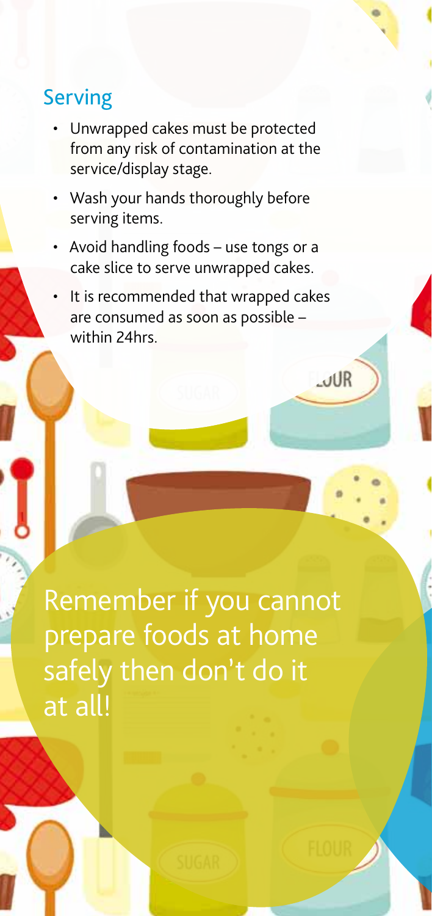## Serving

- Unwrapped cakes must be protected from any risk of contamination at the service/display stage.
- Wash your hands thoroughly before serving items.
- Avoid handling foods – use tongs or a cake slice to serve unwrapped cakes.
- It is recommended that wrapped cakes are consumed as soon as possible – within 24hrs.

Remember if you cannot prepare foods at home safely then don't do it at all!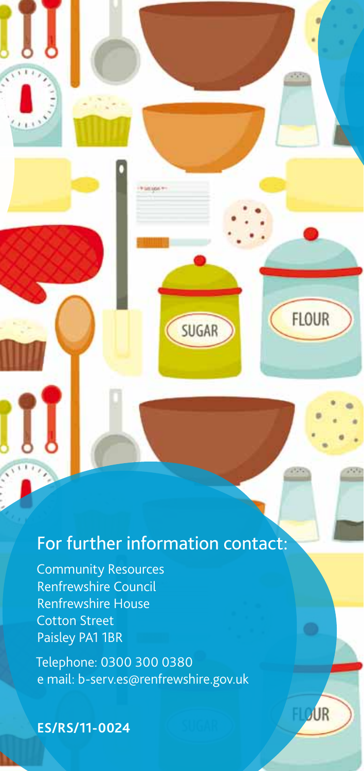## For further information contact:

Community Resources
Renfrewshire Council
Renfrewshire House
Cotton Street
Paisley PA1 1BR

Telephone: 0300 300 0380
e mail: b-serv.es@renfrewshire.gov.uk

**ES/RS/11-0024**